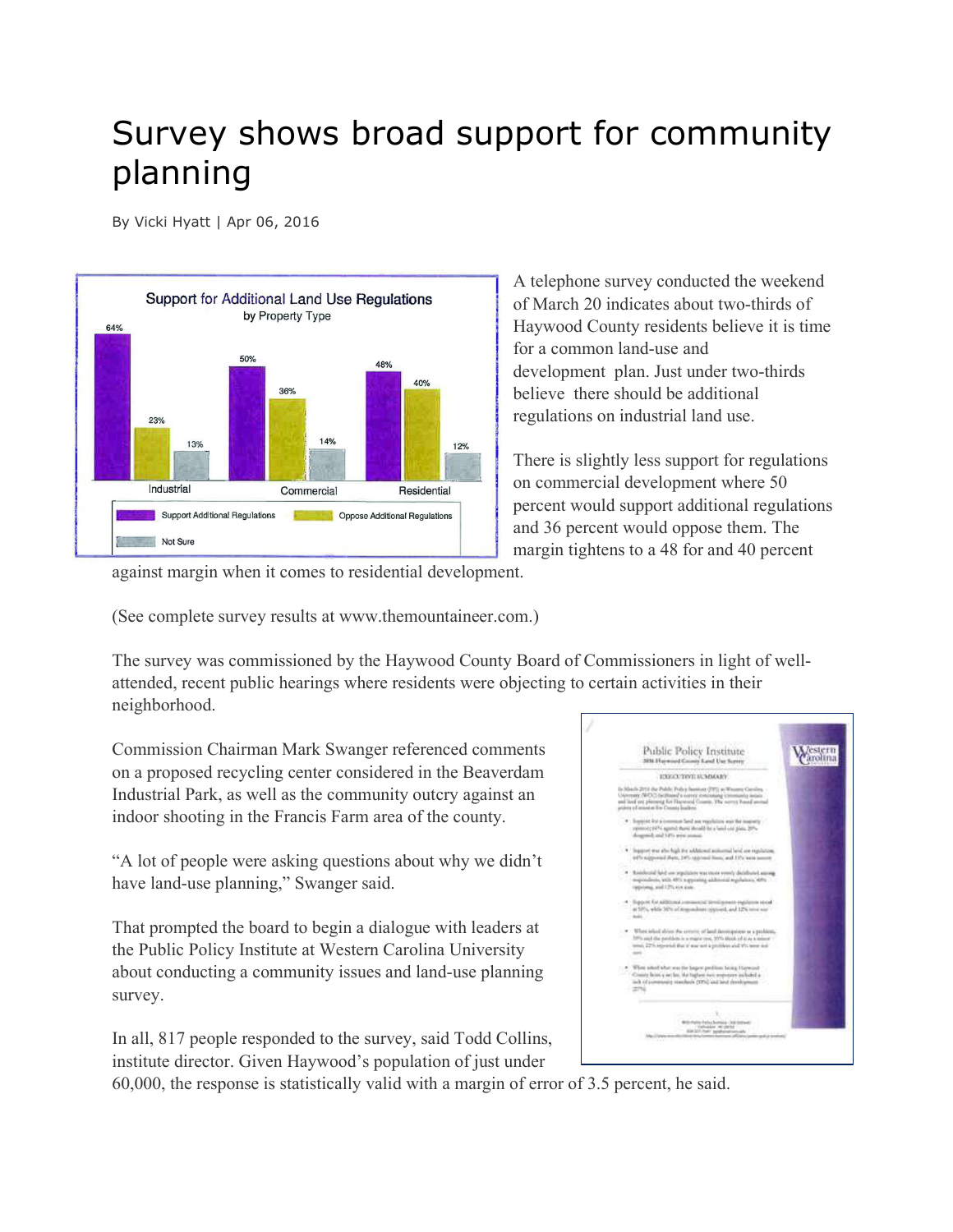# Survey shows broad support for community planning

By Vicki Hyatt | Apr 06, 2016

Support for Additional Land Use Regulations

by Property Type

64%
23%
13%
Industrial

50%
36%
14%
Commercial

48%
40%
12%
Residential

Support Additional Regulations
Oppose Additional Regulations
Not Sure

A telephone survey conducted the weekend of March 20 indicates about two-thirds of Haywood County residents believe it is time for a common land-use and development plan. Just under two-thirds believe there should be additional regulations on industrial land use.

There is slightly less support for regulations on commercial development where 50 percent would support additional regulations and 36 percent would oppose them. The margin tightens to a 48 for and 40 percent against margin when it comes to residential development.

(See complete survey results at www.themountaineer.com.)

The survey was commissioned by the Haywood County Board of Commissioners in light of well-attended, recent public hearings where residents were objecting to certain activities in their neighborhood.

Commission Chairman Mark Swanger referenced comments on a proposed recycling center considered in the Beaverdam Industrial Park, as well as the community outcry against an indoor shooting in the Francis Farm area of the county.

"A lot of people were asking questions about why we didn't have land-use planning," Swanger said.

That prompted the board to begin a dialogue with leaders at the Public Policy Institute at Western Carolina University about conducting a community issues and land-use planning survey.

In all, 817 people responded to the survey, said Todd Collins, institute director. Given Haywood's population of just under 60,000, the response is statistically valid with a margin of error of 3.5 percent, he said.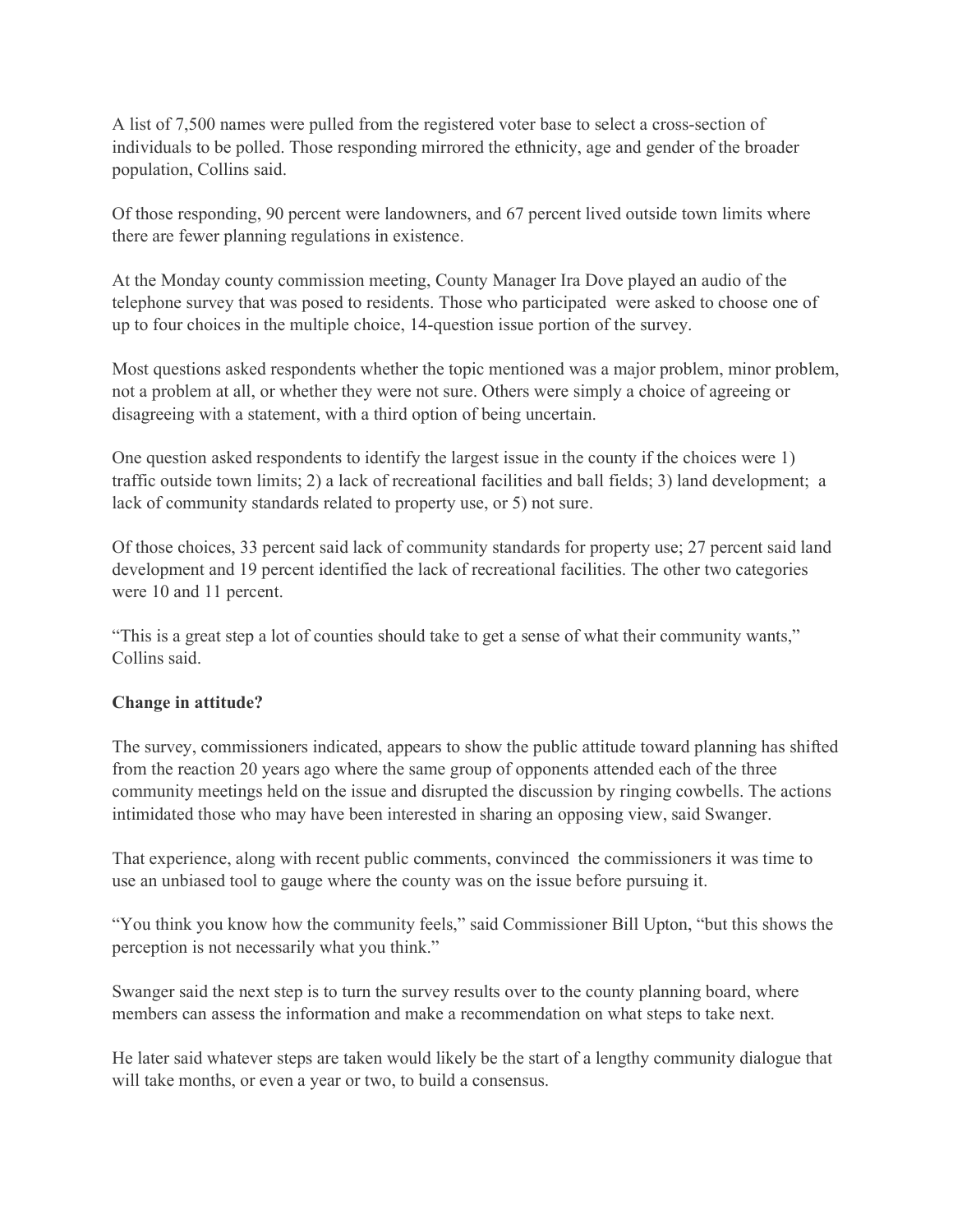A list of 7,500 names were pulled from the registered voter base to select a cross-section of individuals to be polled. Those responding mirrored the ethnicity, age and gender of the broader population, Collins said.

Of those responding, 90 percent were landowners, and 67 percent lived outside town limits where there are fewer planning regulations in existence.

At the Monday county commission meeting, County Manager Ira Dove played an audio of the telephone survey that was posed to residents. Those who participated were asked to choose one of up to four choices in the multiple choice, 14-question issue portion of the survey.

Most questions asked respondents whether the topic mentioned was a major problem, minor problem, not a problem at all, or whether they were not sure. Others were simply a choice of agreeing or disagreeing with a statement, with a third option of being uncertain.

One question asked respondents to identify the largest issue in the county if the choices were 1) traffic outside town limits; 2) a lack of recreational facilities and ball fields; 3) land development; a lack of community standards related to property use, or 5) not sure.

Of those choices, 33 percent said lack of community standards for property use; 27 percent said land development and 19 percent identified the lack of recreational facilities. The other two categories were 10 and 11 percent.

"This is a great step a lot of counties should take to get a sense of what their community wants," Collins said.

**Change in attitude?**

The survey, commissioners indicated, appears to show the public attitude toward planning has shifted from the reaction 20 years ago where the same group of opponents attended each of the three community meetings held on the issue and disrupted the discussion by ringing cowbells. The actions intimidated those who may have been interested in sharing an opposing view, said Swanger.

That experience, along with recent public comments, convinced the commissioners it was time to use an unbiased tool to gauge where the county was on the issue before pursuing it.

"You think you know how the community feels," said Commissioner Bill Upton, "but this shows the perception is not necessarily what you think."

Swanger said the next step is to turn the survey results over to the county planning board, where members can assess the information and make a recommendation on what steps to take next.

He later said whatever steps are taken would likely be the start of a lengthy community dialogue that will take months, or even a year or two, to build a consensus.